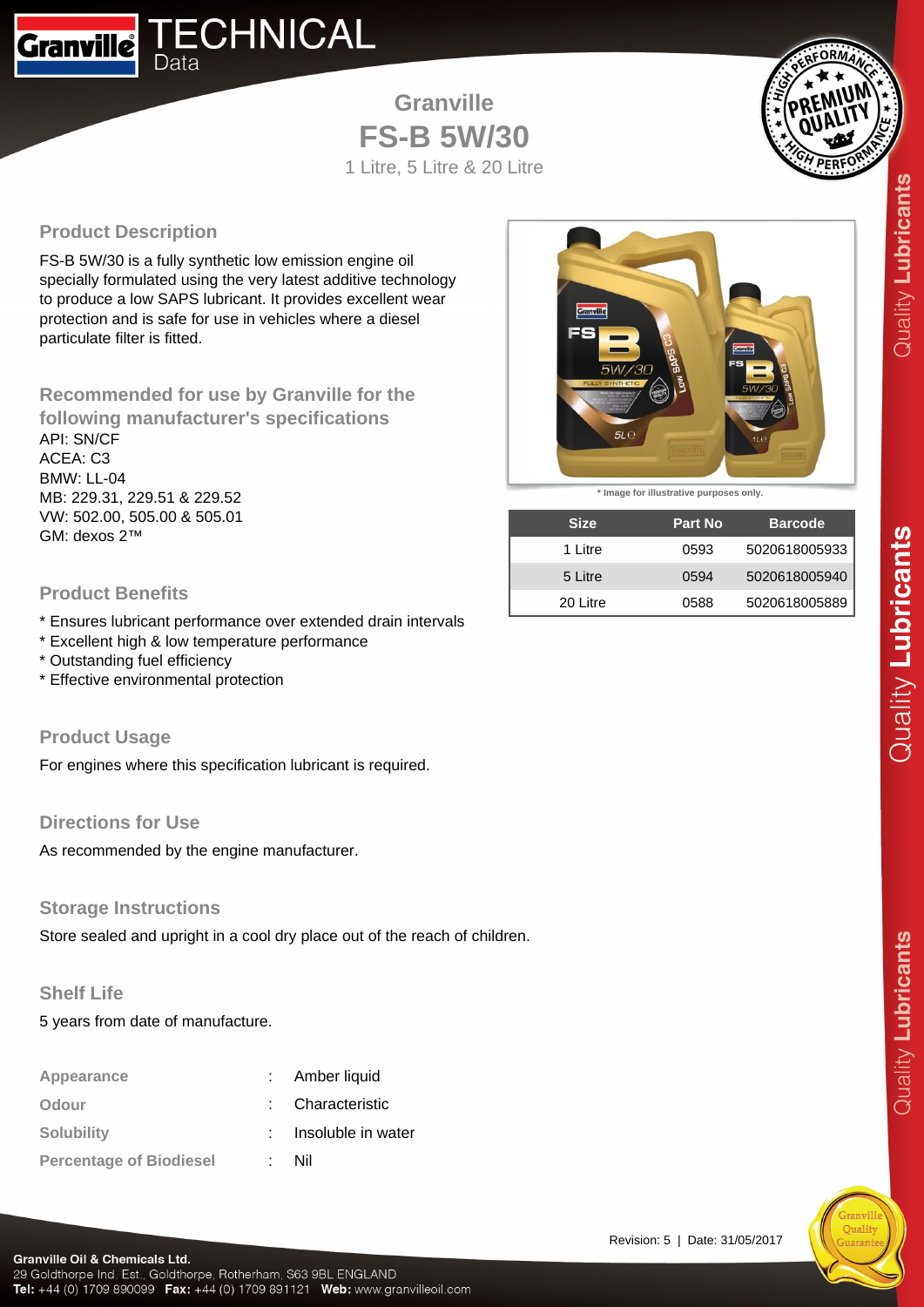# Granville TECHNICAL Data

## Granville FS-B 5W/30

1 Litre, 5 Litre & 20 Litre

### Product Description

FS-B 5W/30 is a fully synthetic low emission engine oil specially formulated using the very latest additive technology to produce a low SAPS lubricant. It provides excellent wear protection and is safe for use in vehicles where a diesel particulate filter is fitted.

### Recommended for use by Granville for the following manufacturer's specifications

API: SN/CF
ACEA: C3
BMW: LL-04
MB: 229.31, 229.51 & 229.52
VW: 502.00, 505.00 & 505.01
GM: dexos 2™

* Image for illustrative purposes only.

| Size | Part No | Barcode |
|---|---|---|
| 1 Litre | 0593 | 5020618005933 |
| 5 Litre | 0594 | 5020618005940 |
| 20 Litre | 0588 | 5020618005889 |

### Product Benefits

* Ensures lubricant performance over extended drain intervals
* Excellent high & low temperature performance
* Outstanding fuel efficiency
* Effective environmental protection

### Product Usage

For engines where this specification lubricant is required.

### Directions for Use

As recommended by the engine manufacturer.

### Storage Instructions

Store sealed and upright in a cool dry place out of the reach of children.

### Shelf Life

5 years from date of manufacture.

**Appearance** : Amber liquid
**Odour** : Characteristic
**Solubility** : Insoluble in water
**Percentage of Biodiesel** : Nil

Revision: 5 | Date: 31/05/2017

**Granville Oil & Chemicals Ltd.**
29 Goldthorpe Ind. Est., Goldthorpe, Rotherham, S63 9BL ENGLAND
**Tel:** +44 (0) 1709 890099 **Fax:** +44 (0) 1709 891121 **Web:** www.granvilleoil.com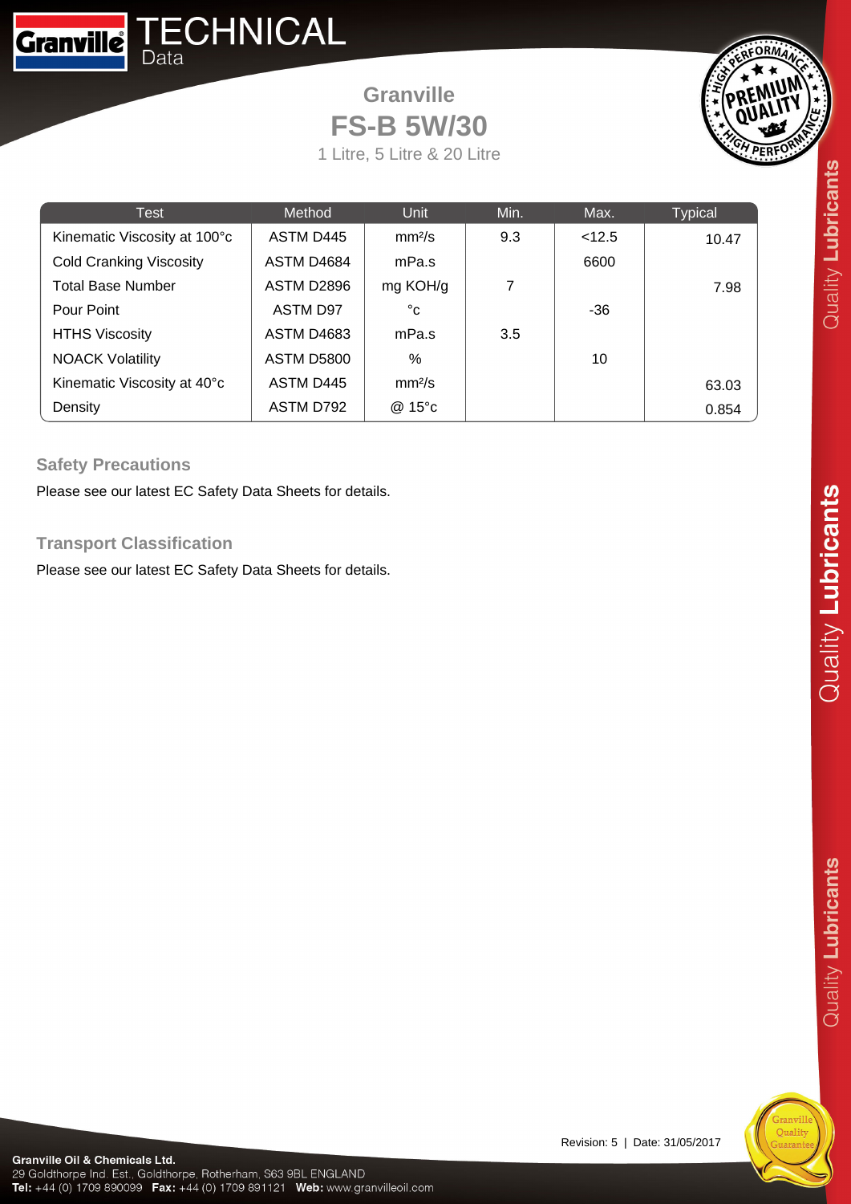# Granville

## FS-B 5W/30

1 Litre, 5 Litre & 20 Litre

| Test | Method | Unit | Min. | Max. | Typical |
| --- | --- | --- | --- | --- | --- |
| Kinematic Viscosity at 100°c | ASTM D445 | mm²/s | 9.3 | <12.5 | 10.47 |
| Cold Cranking Viscosity | ASTM D4684 | mPa.s | | 6600 | |
| Total Base Number | ASTM D2896 | mg KOH/g | 7 | | 7.98 |
| Pour Point | ASTM D97 | °c | | -36 | |
| HTHS Viscosity | ASTM D4683 | mPa.s | 3.5 | | |
| NOACK Volatility | ASTM D5800 | % | | 10 | |
| Kinematic Viscosity at 40°c | ASTM D445 | mm²/s | | | 63.03 |
| Density | ASTM D792 | @ 15°c | | | 0.854 |

### Safety Precautions

Please see our latest EC Safety Data Sheets for details.

### Transport Classification

Please see our latest EC Safety Data Sheets for details.

Revision: 5 | Date: 31/05/2017

**Granville Oil & Chemicals Ltd.**
29 Goldthorpe Ind. Est., Goldthorpe, Rotherham, S63 9BL ENGLAND
**Tel:** +44 (0) 1709 890099 **Fax:** +44 (0) 1709 891121 **Web:** www.granvilleoil.com